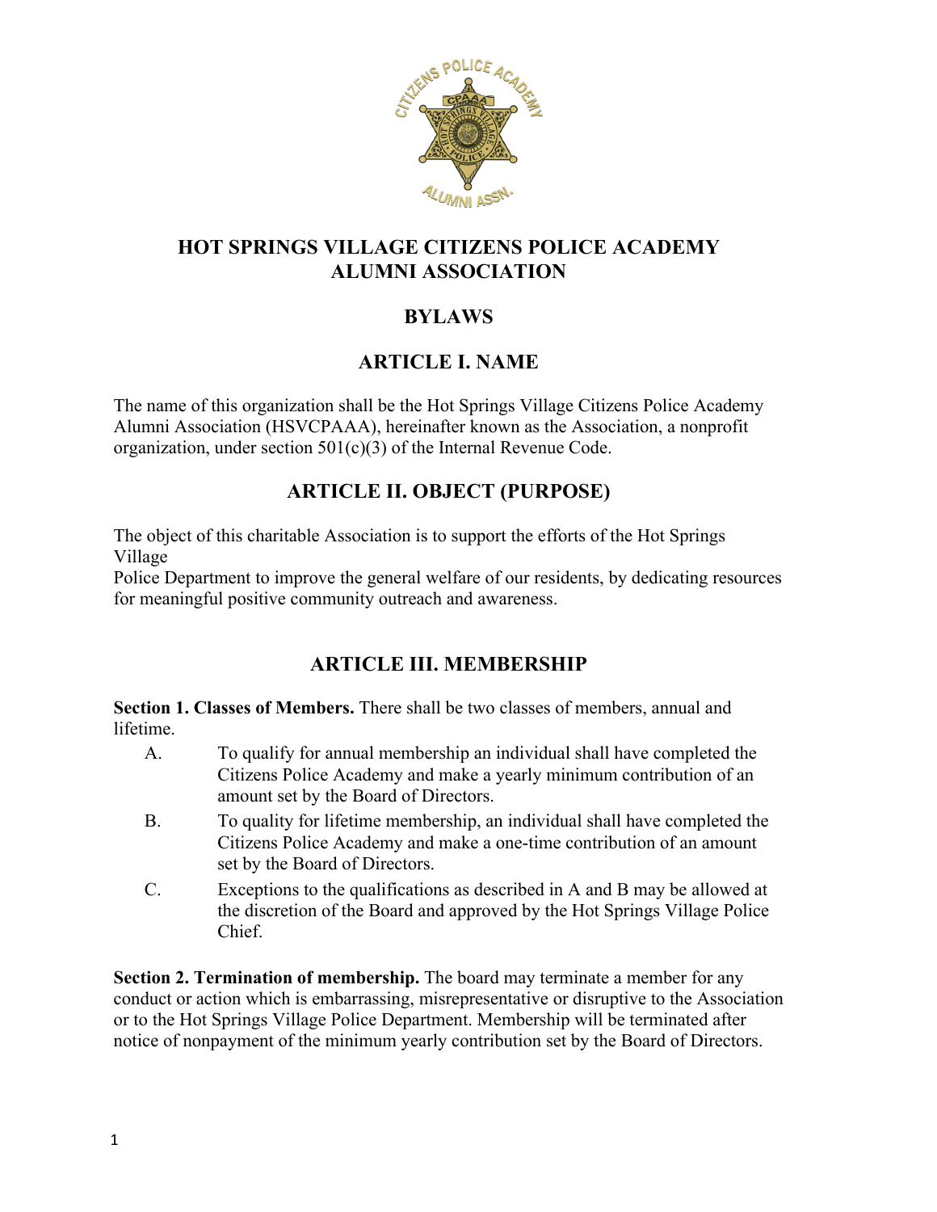# HOT SPRINGS VILLAGE CITIZENS POLICE ACADEMY ALUMNI ASSOCIATION

## BYLAWS

## ARTICLE I. NAME

The name of this organization shall be the Hot Springs Village Citizens Police Academy Alumni Association (HSVCPAAA), hereinafter known as the Association, a nonprofit organization, under section 501(c)(3) of the Internal Revenue Code.

## ARTICLE II. OBJECT (PURPOSE)

The object of this charitable Association is to support the efforts of the Hot Springs Village
Police Department to improve the general welfare of our residents, by dedicating resources for meaningful positive community outreach and awareness.

## ARTICLE III. MEMBERSHIP

**Section 1. Classes of Members.** There shall be two classes of members, annual and lifetime.

A. To qualify for annual membership an individual shall have completed the Citizens Police Academy and make a yearly minimum contribution of an amount set by the Board of Directors.

B. To quality for lifetime membership, an individual shall have completed the Citizens Police Academy and make a one-time contribution of an amount set by the Board of Directors.

C. Exceptions to the qualifications as described in A and B may be allowed at the discretion of the Board and approved by the Hot Springs Village Police Chief.

**Section 2. Termination of membership.** The board may terminate a member for any conduct or action which is embarrassing, misrepresentative or disruptive to the Association or to the Hot Springs Village Police Department. Membership will be terminated after notice of nonpayment of the minimum yearly contribution set by the Board of Directors.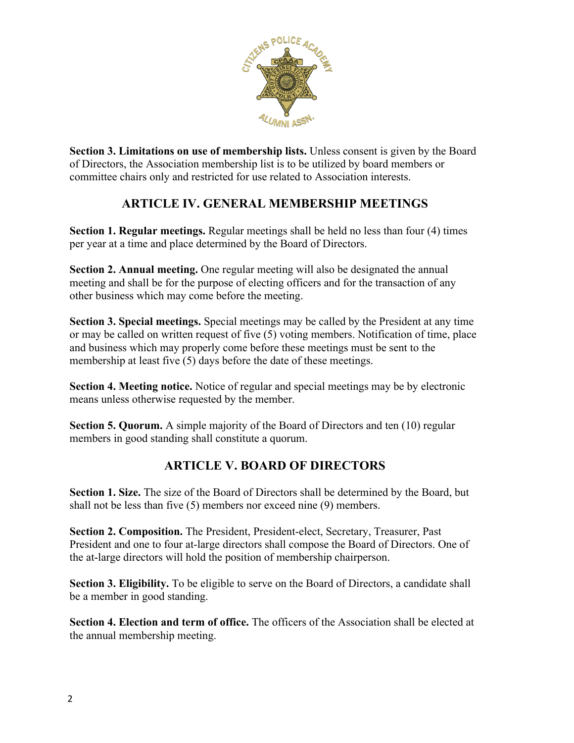**Section 3. Limitations on use of membership lists.** Unless consent is given by the Board of Directors, the Association membership list is to be utilized by board members or committee chairs only and restricted for use related to Association interests.

## ARTICLE IV. GENERAL MEMBERSHIP MEETINGS

**Section 1. Regular meetings.** Regular meetings shall be held no less than four (4) times per year at a time and place determined by the Board of Directors.

**Section 2. Annual meeting.** One regular meeting will also be designated the annual meeting and shall be for the purpose of electing officers and for the transaction of any other business which may come before the meeting.

**Section 3. Special meetings.** Special meetings may be called by the President at any time or may be called on written request of five (5) voting members. Notification of time, place and business which may properly come before these meetings must be sent to the membership at least five (5) days before the date of these meetings.

**Section 4. Meeting notice.** Notice of regular and special meetings may be by electronic means unless otherwise requested by the member.

**Section 5. Quorum.** A simple majority of the Board of Directors and ten (10) regular members in good standing shall constitute a quorum.

## ARTICLE V. BOARD OF DIRECTORS

**Section 1. Size.** The size of the Board of Directors shall be determined by the Board, but shall not be less than five (5) members nor exceed nine (9) members.

**Section 2. Composition.** The President, President-elect, Secretary, Treasurer, Past President and one to four at-large directors shall compose the Board of Directors. One of the at-large directors will hold the position of membership chairperson.

**Section 3. Eligibility.** To be eligible to serve on the Board of Directors, a candidate shall be a member in good standing.

**Section 4. Election and term of office.** The officers of the Association shall be elected at the annual membership meeting.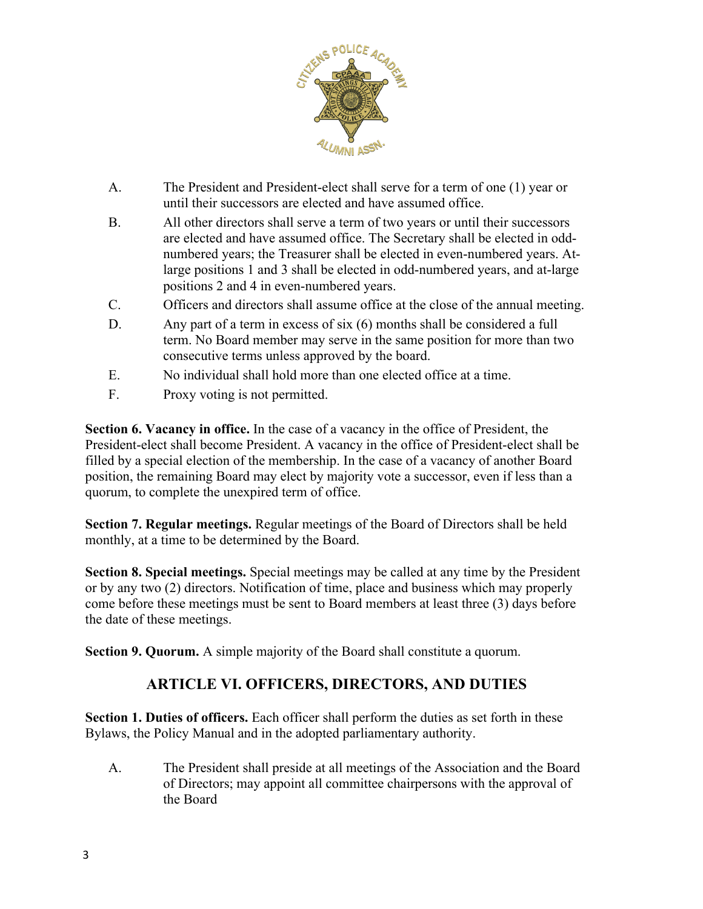A. The President and President-elect shall serve for a term of one (1) year or until their successors are elected and have assumed office.

B. All other directors shall serve a term of two years or until their successors are elected and have assumed office. The Secretary shall be elected in odd-numbered years; the Treasurer shall be elected in even-numbered years. At-large positions 1 and 3 shall be elected in odd-numbered years, and at-large positions 2 and 4 in even-numbered years.

C. Officers and directors shall assume office at the close of the annual meeting.

D. Any part of a term in excess of six (6) months shall be considered a full term. No Board member may serve in the same position for more than two consecutive terms unless approved by the board.

E. No individual shall hold more than one elected office at a time.

F. Proxy voting is not permitted.

**Section 6. Vacancy in office.** In the case of a vacancy in the office of President, the President-elect shall become President. A vacancy in the office of President-elect shall be filled by a special election of the membership. In the case of a vacancy of another Board position, the remaining Board may elect by majority vote a successor, even if less than a quorum, to complete the unexpired term of office.

**Section 7. Regular meetings.** Regular meetings of the Board of Directors shall be held monthly, at a time to be determined by the Board.

**Section 8. Special meetings.** Special meetings may be called at any time by the President or by any two (2) directors. Notification of time, place and business which may properly come before these meetings must be sent to Board members at least three (3) days before the date of these meetings.

**Section 9. Quorum.** A simple majority of the Board shall constitute a quorum.

## ARTICLE VI. OFFICERS, DIRECTORS, AND DUTIES

**Section 1. Duties of officers.** Each officer shall perform the duties as set forth in these Bylaws, the Policy Manual and in the adopted parliamentary authority.

A. The President shall preside at all meetings of the Association and the Board of Directors; may appoint all committee chairpersons with the approval of the Board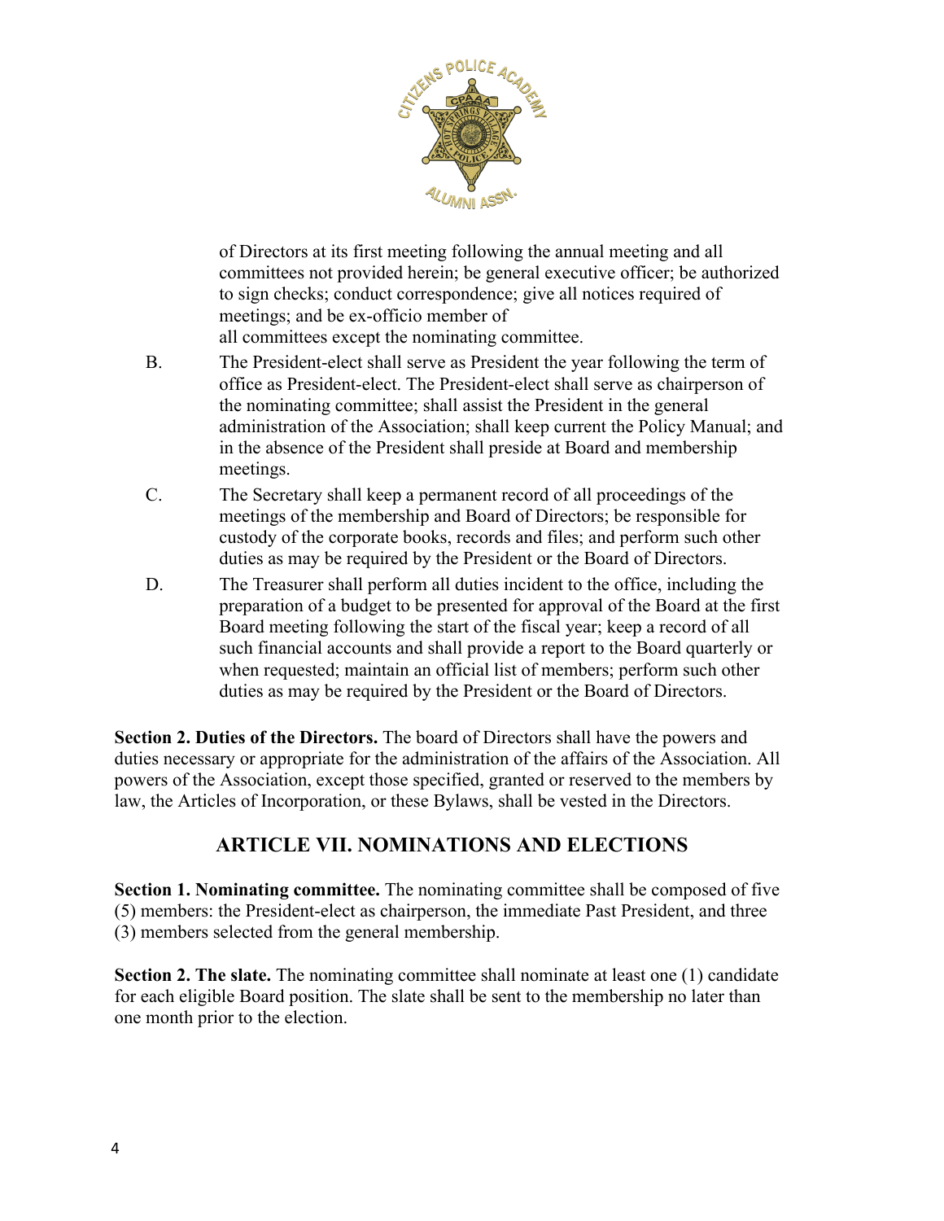of Directors at its first meeting following the annual meeting and all committees not provided herein; be general executive officer; be authorized to sign checks; conduct correspondence; give all notices required of meetings; and be ex-officio member of all committees except the nominating committee.

B. The President-elect shall serve as President the year following the term of office as President-elect. The President-elect shall serve as chairperson of the nominating committee; shall assist the President in the general administration of the Association; shall keep current the Policy Manual; and in the absence of the President shall preside at Board and membership meetings.

C. The Secretary shall keep a permanent record of all proceedings of the meetings of the membership and Board of Directors; be responsible for custody of the corporate books, records and files; and perform such other duties as may be required by the President or the Board of Directors.

D. The Treasurer shall perform all duties incident to the office, including the preparation of a budget to be presented for approval of the Board at the first Board meeting following the start of the fiscal year; keep a record of all such financial accounts and shall provide a report to the Board quarterly or when requested; maintain an official list of members; perform such other duties as may be required by the President or the Board of Directors.

**Section 2. Duties of the Directors.** The board of Directors shall have the powers and duties necessary or appropriate for the administration of the affairs of the Association. All powers of the Association, except those specified, granted or reserved to the members by law, the Articles of Incorporation, or these Bylaws, shall be vested in the Directors.

## ARTICLE VII. NOMINATIONS AND ELECTIONS

**Section 1. Nominating committee.** The nominating committee shall be composed of five (5) members: the President-elect as chairperson, the immediate Past President, and three (3) members selected from the general membership.

**Section 2. The slate.** The nominating committee shall nominate at least one (1) candidate for each eligible Board position. The slate shall be sent to the membership no later than one month prior to the election.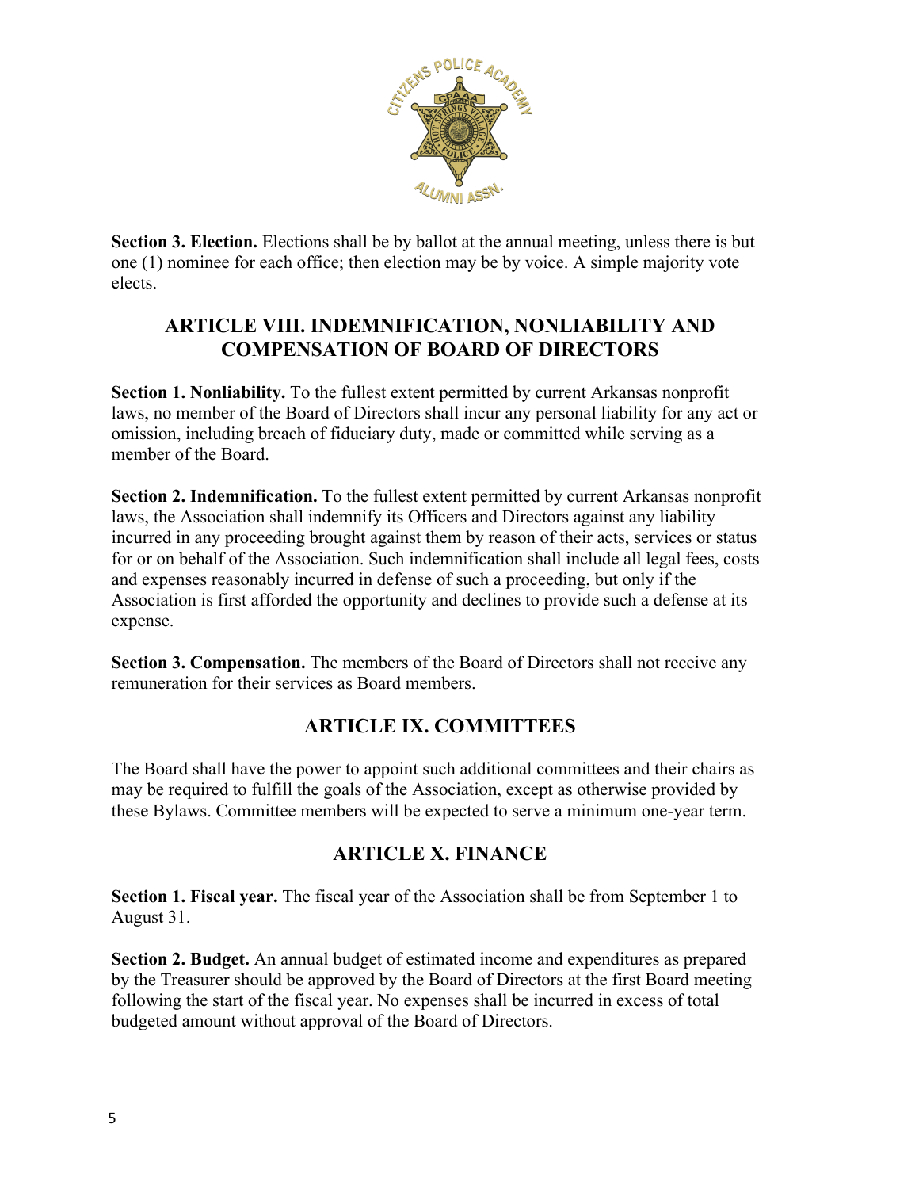**Section 3. Election.** Elections shall be by ballot at the annual meeting, unless there is but one (1) nominee for each office; then election may be by voice. A simple majority vote elects.

## ARTICLE VIII. INDEMNIFICATION, NONLIABILITY AND COMPENSATION OF BOARD OF DIRECTORS

**Section 1. Nonliability.** To the fullest extent permitted by current Arkansas nonprofit laws, no member of the Board of Directors shall incur any personal liability for any act or omission, including breach of fiduciary duty, made or committed while serving as a member of the Board.

**Section 2. Indemnification.** To the fullest extent permitted by current Arkansas nonprofit laws, the Association shall indemnify its Officers and Directors against any liability incurred in any proceeding brought against them by reason of their acts, services or status for or on behalf of the Association. Such indemnification shall include all legal fees, costs and expenses reasonably incurred in defense of such a proceeding, but only if the Association is first afforded the opportunity and declines to provide such a defense at its expense.

**Section 3. Compensation.** The members of the Board of Directors shall not receive any remuneration for their services as Board members.

## ARTICLE IX. COMMITTEES

The Board shall have the power to appoint such additional committees and their chairs as may be required to fulfill the goals of the Association, except as otherwise provided by these Bylaws. Committee members will be expected to serve a minimum one-year term.

## ARTICLE X. FINANCE

**Section 1. Fiscal year.** The fiscal year of the Association shall be from September 1 to August 31.

**Section 2. Budget.** An annual budget of estimated income and expenditures as prepared by the Treasurer should be approved by the Board of Directors at the first Board meeting following the start of the fiscal year. No expenses shall be incurred in excess of total budgeted amount without approval of the Board of Directors.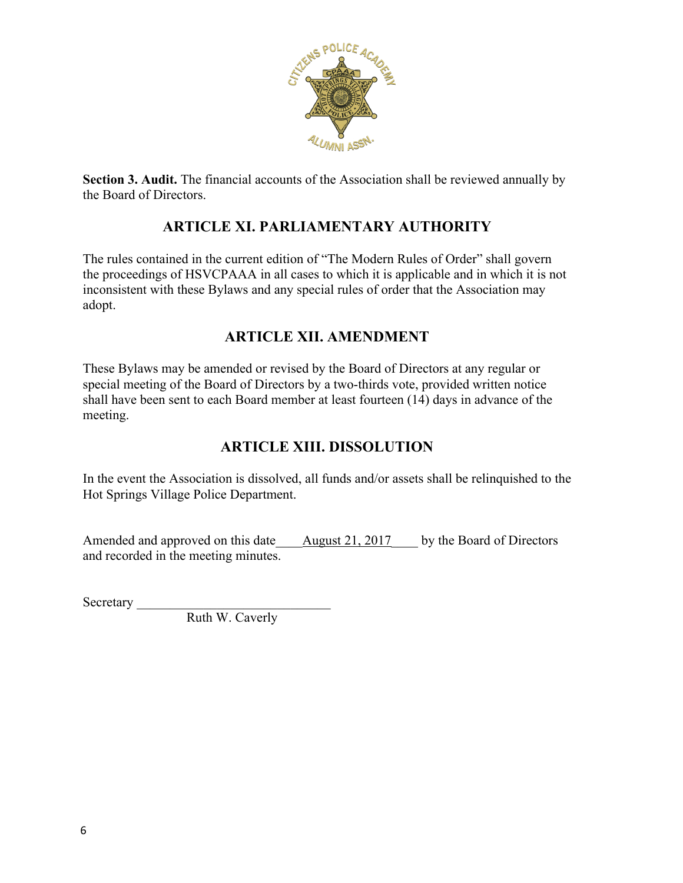**Section 3. Audit.** The financial accounts of the Association shall be reviewed annually by the Board of Directors.

## ARTICLE XI. PARLIAMENTARY AUTHORITY

The rules contained in the current edition of "The Modern Rules of Order" shall govern the proceedings of HSVCPAAA in all cases to which it is applicable and in which it is not inconsistent with these Bylaws and any special rules of order that the Association may adopt.

## ARTICLE XII. AMENDMENT

These Bylaws may be amended or revised by the Board of Directors at any regular or special meeting of the Board of Directors by a two-thirds vote, provided written notice shall have been sent to each Board member at least fourteen (14) days in advance of the meeting.

## ARTICLE XIII. DISSOLUTION

In the event the Association is dissolved, all funds and/or assets shall be relinquished to the Hot Springs Village Police Department.

Amended and approved on this date ____August 21, 2017____ by the Board of Directors and recorded in the meeting minutes.

Secretary ______________________________
Ruth W. Caverly